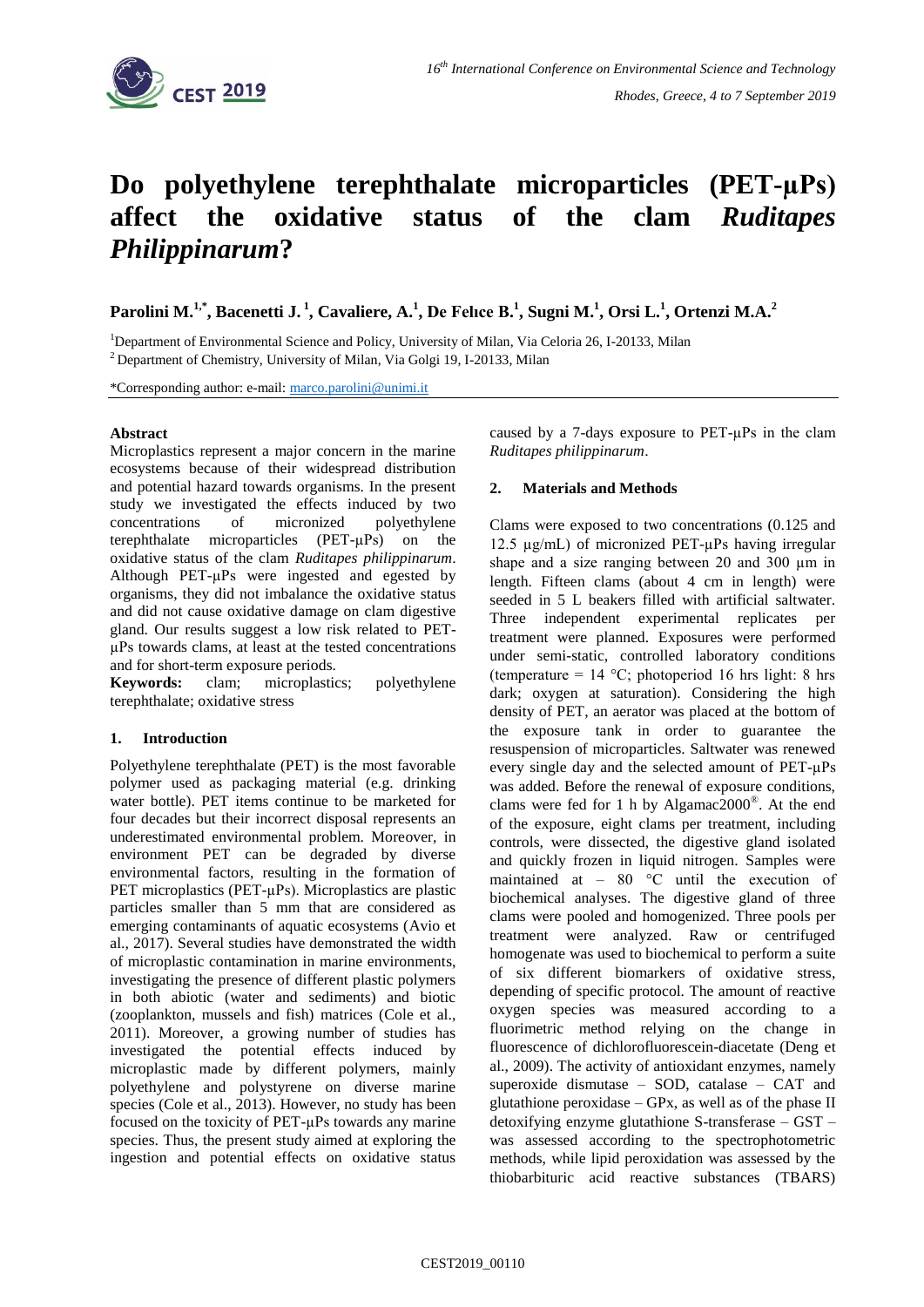# Do polyethylene terephthalate microparticles (PET-μPs) affect the oxidative status of the clam *Ruditapes Philippinarum*?

**Parolini M.[1,*], Bacenetti J.[1], Cavaliere, A.[1], De Felıce B.[1], Sugni M.[1], Orsi L.[1], Ortenzi M.A.[2]**

[1]Department of Environmental Science and Policy, University of Milan, Via Celoria 26, I-20133, Milan

[2] Department of Chemistry, University of Milan, Via Golgi 19, I-20133, Milan

*Corresponding author: e-mail: marco.parolini@unimi.it

**Abstract**

Microplastics represent a major concern in the marine ecosystems because of their widespread distribution and potential hazard towards organisms. In the present study we investigated the effects induced by two concentrations of micronized polyethylene terephthalate microparticles (PET-μPs) on the oxidative status of the clam *Ruditapes philippinarum*. Although PET-μPs were ingested and egested by organisms, they did not imbalance the oxidative status and did not cause oxidative damage on clam digestive gland. Our results suggest a low risk related to PET-μPs towards clams, at least at the tested concentrations and for short-term exposure periods.

**Keywords:** clam; microplastics; polyethylene terephthalate; oxidative stress

## 1. Introduction

Polyethylene terephthalate (PET) is the most favorable polymer used as packaging material (e.g. drinking water bottle). PET items continue to be marketed for four decades but their incorrect disposal represents an underestimated environmental problem. Moreover, in environment PET can be degraded by diverse environmental factors, resulting in the formation of PET microplastics (PET-μPs). Microplastics are plastic particles smaller than 5 mm that are considered as emerging contaminants of aquatic ecosystems (Avio et al., 2017). Several studies have demonstrated the width of microplastic contamination in marine environments, investigating the presence of different plastic polymers in both abiotic (water and sediments) and biotic (zooplankton, mussels and fish) matrices (Cole et al., 2011). Moreover, a growing number of studies has investigated the potential effects induced by microplastic made by different polymers, mainly polyethylene and polystyrene on diverse marine species (Cole et al., 2013). However, no study has been focused on the toxicity of PET-μPs towards any marine species. Thus, the present study aimed at exploring the ingestion and potential effects on oxidative status caused by a 7-days exposure to PET-μPs in the clam *Ruditapes philippinarum*.

## 2. Materials and Methods

Clams were exposed to two concentrations (0.125 and 12.5 μg/mL) of micronized PET-μPs having irregular shape and a size ranging between 20 and 300 μm in length. Fifteen clams (about 4 cm in length) were seeded in 5 L beakers filled with artificial saltwater. Three independent experimental replicates per treatment were planned. Exposures were performed under semi-static, controlled laboratory conditions (temperature = 14 °C; photoperiod 16 hrs light: 8 hrs dark; oxygen at saturation). Considering the high density of PET, an aerator was placed at the bottom of the exposure tank in order to guarantee the resuspension of microparticles. Saltwater was renewed every single day and the selected amount of PET-μPs was added. Before the renewal of exposure conditions, clams were fed for 1 h by Algamac2000®. At the end of the exposure, eight clams per treatment, including controls, were dissected, the digestive gland isolated and quickly frozen in liquid nitrogen. Samples were maintained at – 80 °C until the execution of biochemical analyses. The digestive gland of three clams were pooled and homogenized. Three pools per treatment were analyzed. Raw or centrifuged homogenate was used to biochemical to perform a suite of six different biomarkers of oxidative stress, depending of specific protocol. The amount of reactive oxygen species was measured according to a fluorimetric method relying on the change in fluorescence of dichlorofluorescein-diacetate (Deng et al., 2009). The activity of antioxidant enzymes, namely superoxide dismutase – SOD, catalase – CAT and glutathione peroxidase – GPx, as well as of the phase II detoxifying enzyme glutathione S-transferase – GST – was assessed according to the spectrophotometric methods, while lipid peroxidation was assessed by the thiobarbituric acid reactive substances (TBARS)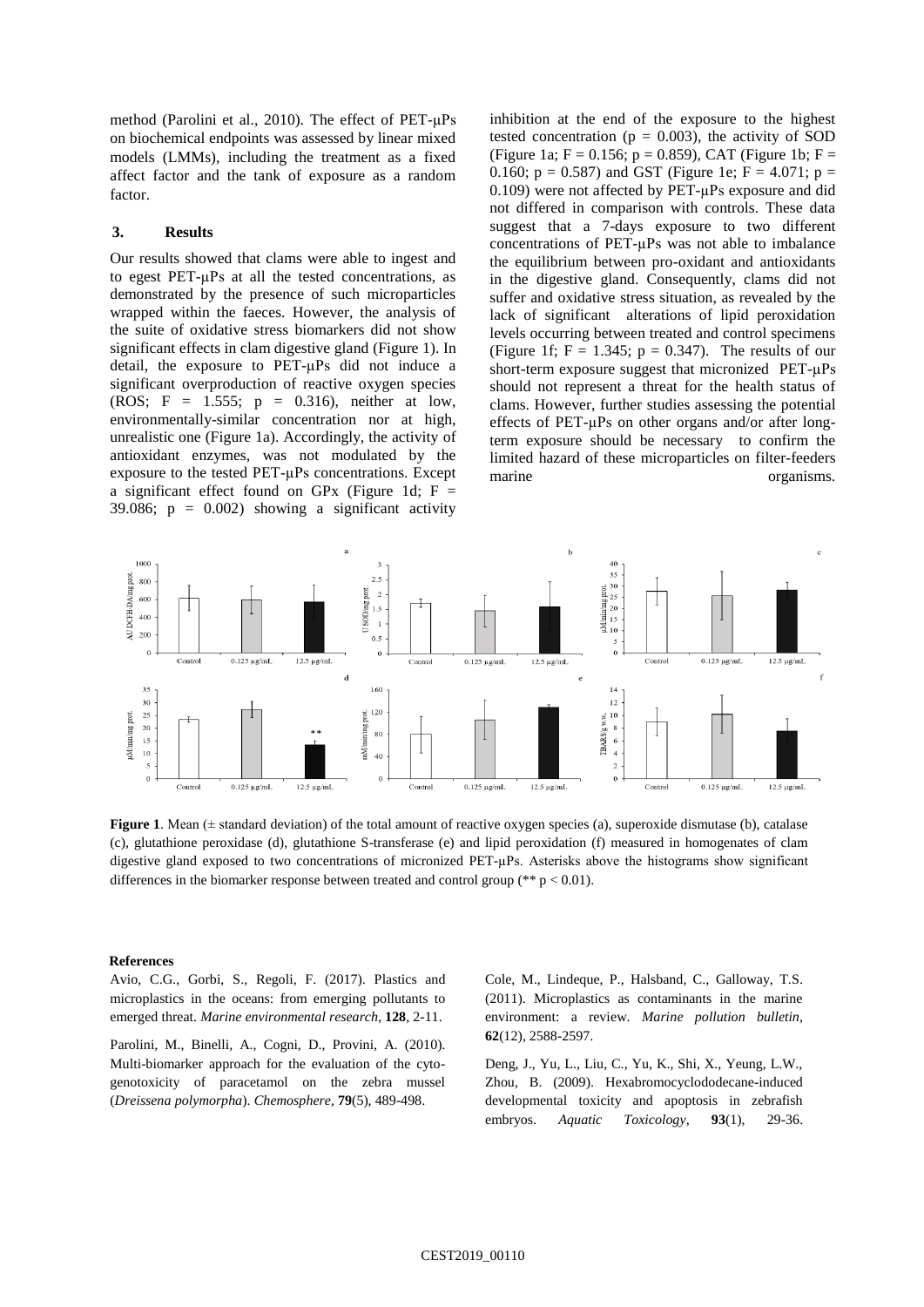method (Parolini et al., 2010). The effect of PET-μPs on biochemical endpoints was assessed by linear mixed models (LMMs), including the treatment as a fixed affect factor and the tank of exposure as a random factor.

## 3. Results

Our results showed that clams were able to ingest and to egest PET-μPs at all the tested concentrations, as demonstrated by the presence of such microparticles wrapped within the faeces. However, the analysis of the suite of oxidative stress biomarkers did not show significant effects in clam digestive gland (Figure 1). In detail, the exposure to PET-μPs did not induce a significant overproduction of reactive oxygen species (ROS; $F = 1.555$; $p = 0.316$), neither at low, environmentally-similar concentration nor at high, unrealistic one (Figure 1a). Accordingly, the activity of antioxidant enzymes, was not modulated by the exposure to the tested PET-μPs concentrations. Except a significant effect found on GPx (Figure 1d; $F = 39.086$; $p = 0.002$) showing a significant activity inhibition at the end of the exposure to the highest tested concentration ($p = 0.003$), the activity of SOD (Figure 1a; $F = 0.156$; $p = 0.859$), CAT (Figure 1b; $F = 0.160$; $p = 0.587$) and GST (Figure 1e; $F = 4.071$; $p = 0.109$) were not affected by PET-μPs exposure and did not differed in comparison with controls. These data suggest that a 7-days exposure to two different concentrations of PET-μPs was not able to imbalance the equilibrium between pro-oxidant and antioxidants in the digestive gland. Consequently, clams did not suffer and oxidative stress situation, as revealed by the lack of significant alterations of lipid peroxidation levels occurring between treated and control specimens (Figure 1f; $F = 1.345$; $p = 0.347$). The results of our short-term exposure suggest that micronized PET-μPs should not represent a threat for the health status of clams. However, further studies assessing the potential effects of PET-μPs on other organs and/or after long-term exposure should be necessary to confirm the limited hazard of these microparticles on filter-feeders marine organisms.

a
AU DCFH-DA/mg prot.
1000
800
600
400
200
0
Control
0.125 μg/mL
12.5 μg/mL

b
U SOD/mg prot.
3
2.5
2
1.5
1
0.5
0
Control
0.125 μg/mL
12.5 μg/mL

c
μM/min/mg prot.
40
35
30
25
20
15
10
5
0
Control
0.125 μg/mL
12.5 μg/mL

d
μM/min/mg prot.
35
30
25
20
15
10
5
0
**
Control
0.125 μg/mL
12.5 μg/mL

e
mM/min/mg prot.
160
120
80
40
0
Control
0.125 μg/mL
12.5 μg/mL

f
TBARS/g w.w.
14
12
10
8
6
4
2
0
Control
0.125 μg/mL
12.5 μg/mL

**Figure 1**. Mean (± standard deviation) of the total amount of reactive oxygen species (a), superoxide dismutase (b), catalase (c), glutathione peroxidase (d), glutathione S-transferase (e) and lipid peroxidation (f) measured in homogenates of clam digestive gland exposed to two concentrations of micronized PET-μPs. Asterisks above the histograms show significant differences in the biomarker response between treated and control group (** $p < 0.01$).

### References

Avio, C.G., Gorbi, S., Regoli, F. (2017). Plastics and microplastics in the oceans: from emerging pollutants to emerged threat. *Marine environmental research*, **128**, 2-11.

Parolini, M., Binelli, A., Cogni, D., Provini, A. (2010). Multi-biomarker approach for the evaluation of the cyto-genotoxicity of paracetamol on the zebra mussel (*Dreissena polymorpha*). *Chemosphere*, **79**(5), 489-498.

Cole, M., Lindeque, P., Halsband, C., Galloway, T.S. (2011). Microplastics as contaminants in the marine environment: a review. *Marine pollution bulletin*, **62**(12), 2588-2597.

Deng, J., Yu, L., Liu, C., Yu, K., Shi, X., Yeung, L.W., Zhou, B. (2009). Hexabromocyclododecane-induced developmental toxicity and apoptosis in zebrafish embryos. *Aquatic Toxicology*, **93**(1), 29-36.